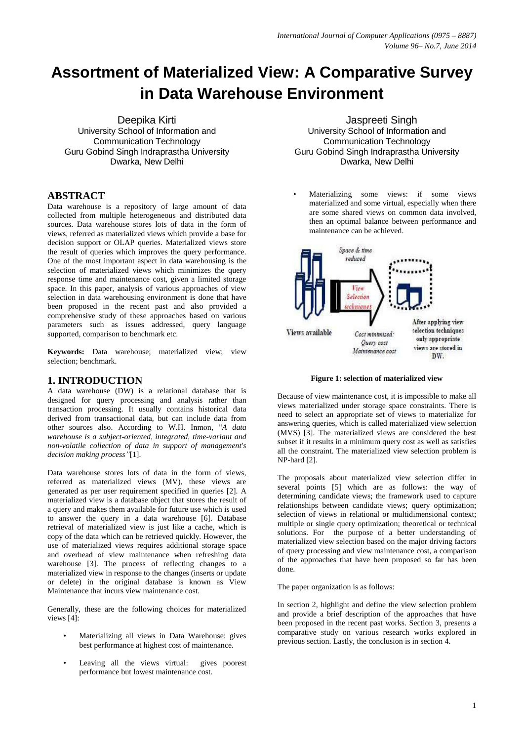# Assortment of Materialized View: A Comparative Survey in Data Warehouse Environment

Deepika Kirti
University School of Information and Communication Technology
Guru Gobind Singh Indraprastha University
Dwarka, New Delhi

Jaspreeti Singh
University School of Information and Communication Technology
Guru Gobind Singh Indraprastha University
Dwarka, New Delhi

## ABSTRACT

Data warehouse is a repository of large amount of data collected from multiple heterogeneous and distributed data sources. Data warehouse stores lots of data in the form of views, referred as materialized views which provide a base for decision support or OLAP queries. Materialized views store the result of queries which improves the query performance. One of the most important aspect in data warehousing is the selection of materialized views which minimizes the query response time and maintenance cost, given a limited storage space. In this paper, analysis of various approaches of view selection in data warehousing environment is done that have been proposed in the recent past and also provided a comprehensive study of these approaches based on various parameters such as issues addressed, query language supported, comparison to benchmark etc.

**Keywords:** Data warehouse; materialized view; view selection; benchmark.

## 1. INTRODUCTION

A data warehouse (DW) is a relational database that is designed for query processing and analysis rather than transaction processing. It usually contains historical data derived from transactional data, but can include data from other sources also. According to W.H. Inmon, "*A data warehouse is a subject-oriented, integrated, time-variant and non-volatile collection of data in support of management's decision making process"*[1].

Data warehouse stores lots of data in the form of views, referred as materialized views (MV), these views are generated as per user requirement specified in queries [2]. A materialized view is a database object that stores the result of a query and makes them available for future use which is used to answer the query in a data warehouse [6]. Database retrieval of materialized view is just like a cache, which is copy of the data which can be retrieved quickly. However, the use of materialized views requires additional storage space and overhead of view maintenance when refreshing data warehouse [3]. The process of reflecting changes to a materialized view in response to the changes (inserts or update or delete) in the original database is known as View Maintenance that incurs view maintenance cost.

Generally, these are the following choices for materialized views [4]:

- Materializing all views in Data Warehouse: gives best performance at highest cost of maintenance.
- Leaving all the views virtual: gives poorest performance but lowest maintenance cost.
- Materializing some views: if some views materialized and some virtual, especially when there are some shared views on common data involved, then an optimal balance between performance and maintenance can be achieved.

**Figure 1: selection of materialized view**

Because of view maintenance cost, it is impossible to make all views materialized under storage space constraints. There is need to select an appropriate set of views to materialize for answering queries, which is called materialized view selection (MVS) [3]. The materialized views are considered the best subset if it results in a minimum query cost as well as satisfies all the constraint. The materialized view selection problem is NP-hard [2].

The proposals about materialized view selection differ in several points [5] which are as follows: the way of determining candidate views; the framework used to capture relationships between candidate views; query optimization; selection of views in relational or multidimensional context; multiple or single query optimization; theoretical or technical solutions. For the purpose of a better understanding of materialized view selection based on the major driving factors of query processing and view maintenance cost, a comparison of the approaches that have been proposed so far has been done.

The paper organization is as follows:

In section 2, highlight and define the view selection problem and provide a brief description of the approaches that have been proposed in the recent past works. Section 3, presents a comparative study on various research works explored in previous section. Lastly, the conclusion is in section 4.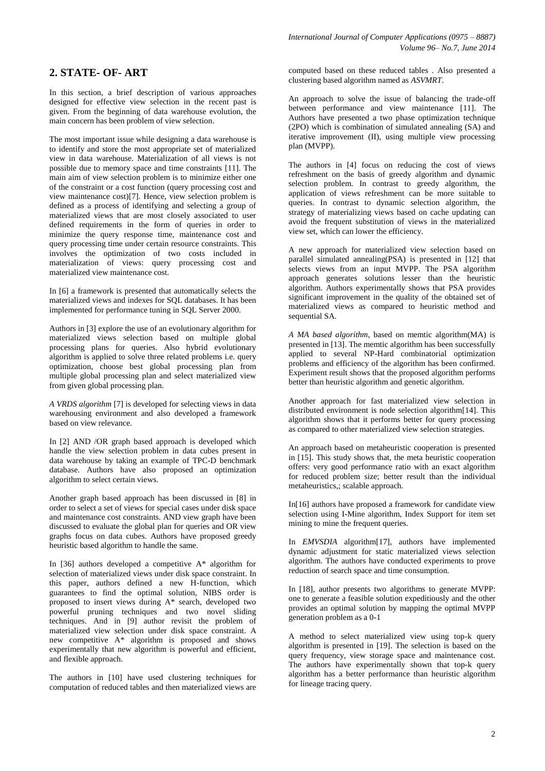## 2. STATE- OF- ART

In this section, a brief description of various approaches designed for effective view selection in the recent past is given. From the beginning of data warehouse evolution, the main concern has been problem of view selection.

The most important issue while designing a data warehouse is to identify and store the most appropriate set of materialized view in data warehouse. Materialization of all views is not possible due to memory space and time constraints [11]. The main aim of view selection problem is to minimize either one of the constraint or a cost function (query processing cost and view maintenance cost)[7]. Hence, view selection problem is defined as a process of identifying and selecting a group of materialized views that are most closely associated to user defined requirements in the form of queries in order to minimize the query response time, maintenance cost and query processing time under certain resource constraints. This involves the optimization of two costs included in materialization of views: query processing cost and materialized view maintenance cost.

In [6] a framework is presented that automatically selects the materialized views and indexes for SQL databases. It has been implemented for performance tuning in SQL Server 2000.

Authors in [3] explore the use of an evolutionary algorithm for materialized views selection based on multiple global processing plans for queries. Also hybrid evolutionary algorithm is applied to solve three related problems i.e. query optimization, choose best global processing plan from multiple global processing plan and select materialized view from given global processing plan.

*A VRDS algorithm* [7] is developed for selecting views in data warehousing environment and also developed a framework based on view relevance.

In [2] AND /OR graph based approach is developed which handle the view selection problem in data cubes present in data warehouse by taking an example of TPC-D benchmark database. Authors have also proposed an optimization algorithm to select certain views.

Another graph based approach has been discussed in [8] in order to select a set of views for special cases under disk space and maintenance cost constraints. AND view graph have been discussed to evaluate the global plan for queries and OR view graphs focus on data cubes. Authors have proposed greedy heuristic based algorithm to handle the same.

In [36] authors developed a competitive A* algorithm for selection of materialized views under disk space constraint. In this paper, authors defined a new H-function, which guarantees to find the optimal solution, NIBS order is proposed to insert views during A* search, developed two powerful pruning techniques and two novel sliding techniques. And in [9] author revisit the problem of materialized view selection under disk space constraint. A new competitive A* algorithm is proposed and shows experimentally that new algorithm is powerful and efficient, and flexible approach.

The authors in [10] have used clustering techniques for computation of reduced tables and then materialized views are computed based on these reduced tables . Also presented a clustering based algorithm named as *ASVMRT*.

An approach to solve the issue of balancing the trade-off between performance and view maintenance [11]. The Authors have presented a two phase optimization technique (2PO) which is combination of simulated annealing (SA) and iterative improvement (II), using multiple view processing plan (MVPP).

The authors in [4] focus on reducing the cost of views refreshment on the basis of greedy algorithm and dynamic selection problem. In contrast to greedy algorithm, the application of views refreshment can be more suitable to queries. In contrast to dynamic selection algorithm, the strategy of materializing views based on cache updating can avoid the frequent substitution of views in the materialized view set, which can lower the efficiency.

A new approach for materialized view selection based on parallel simulated annealing(PSA) is presented in [12] that selects views from an input MVPP. The PSA algorithm approach generates solutions lesser than the heuristic algorithm. Authors experimentally shows that PSA provides significant improvement in the quality of the obtained set of materialized views as compared to heuristic method and sequential SA.

*A MA based algorithm*, based on memtic algorithm(MA) is presented in [13]. The memtic algorithm has been successfully applied to several NP-Hard combinatorial optimization problems and efficiency of the algorithm has been confirmed. Experiment result shows that the proposed algorithm performs better than heuristic algorithm and genetic algorithm.

Another approach for fast materialized view selection in distributed environment is node selection algorithm[14]. This algorithm shows that it performs better for query processing as compared to other materialized view selection strategies.

An approach based on metaheuristic cooperation is presented in [15]. This study shows that, the meta heuristic cooperation offers: very good performance ratio with an exact algorithm for reduced problem size; better result than the individual metaheuristics,; scalable approach.

In[16] authors have proposed a framework for candidate view selection using I-Mine algorithm, Index Support for item set mining to mine the frequent queries.

In *EMVSDIA* algorithm[17], authors have implemented dynamic adjustment for static materialized views selection algorithm. The authors have conducted experiments to prove reduction of search space and time consumption.

In [18], author presents two algorithms to generate MVPP: one to generate a feasible solution expeditiously and the other provides an optimal solution by mapping the optimal MVPP generation problem as a 0-1

A method to select materialized view using top-k query algorithm is presented in [19]. The selection is based on the query frequency, view storage space and maintenance cost. The authors have experimentally shown that top-k query algorithm has a better performance than heuristic algorithm for lineage tracing query.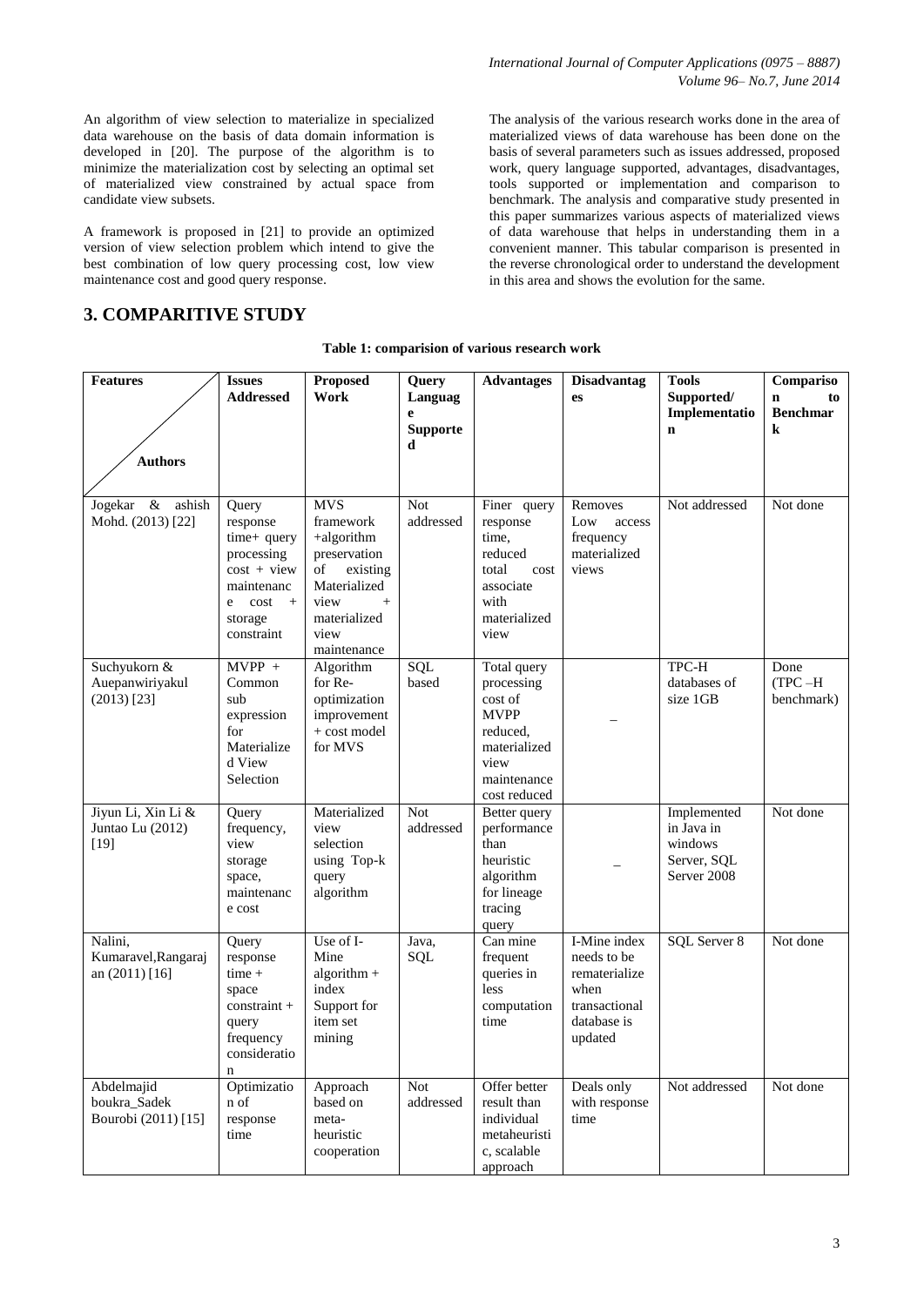An algorithm of view selection to materialize in specialized data warehouse on the basis of data domain information is developed in [20]. The purpose of the algorithm is to minimize the materialization cost by selecting an optimal set of materialized view constrained by actual space from candidate view subsets.

A framework is proposed in [21] to provide an optimized version of view selection problem which intend to give the best combination of low query processing cost, low view maintenance cost and good query response.

The analysis of the various research works done in the area of materialized views of data warehouse has been done on the basis of several parameters such as issues addressed, proposed work, query language supported, advantages, disadvantages, tools supported or implementation and comparison to benchmark. The analysis and comparative study presented in this paper summarizes various aspects of materialized views of data warehouse that helps in understanding them in a convenient manner. This tabular comparison is presented in the reverse chronological order to understand the development in this area and shows the evolution for the same.

## 3. COMPARITIVE STUDY

**Table 1: comparision of various research work**

| Features / Authors | Issues Addressed | Proposed Work | Query Language Supported | Advantages | Disadvantages | Tools Supported/ Implementation | Comparison to Benchmark |
|---|---|---|---|---|---|---|---|
| Jogekar & ashish Mohd. (2013) [22] | Query response time+ query processing cost + view maintenance cost + storage constraint | MVS framework +algorithm preservation of existing Materialized view + materialized view maintenance | Not addressed | Finer query response time, reduced total cost associate with materialized view | Removes Low access frequency materialized views | Not addressed | Not done |
| Suchyukorn & Auepanwiriyakul (2013) [23] | MVPP + Common sub expression for Materialized View Selection | Algorithm for Re-optimization improvement + cost model for MVS | SQL based | Total query processing cost of MVPP reduced, materialized view maintenance cost reduced | _ | TPC-H databases of size 1GB | Done (TPC –H benchmark) |
| Jiyun Li, Xin Li & Juntao Lu (2012) [19] | Query frequency, view storage space, maintenance cost | Materialized view selection using Top-k query algorithm | Not addressed | Better query performance than heuristic algorithm for lineage tracing query | _ | Implemented in Java in windows Server, SQL Server 2008 | Not done |
| Nalini, Kumaravel,Rangarajan (2011) [16] | Query response time + space constraint + query frequency consideration | Use of I-Mine algorithm + index Support for item set mining | Java, SQL | Can mine frequent queries in less computation time | I-Mine index needs to be rematerialize when transactional database is updated | SQL Server 8 | Not done |
| Abdelmajid boukra_Sadek Bourobi (2011) [15] | Optimization of response time | Approach based on meta-heuristic cooperation | Not addressed | Offer better result than individual metaheuristic, scalable approach | Deals only with response time | Not addressed | Not done |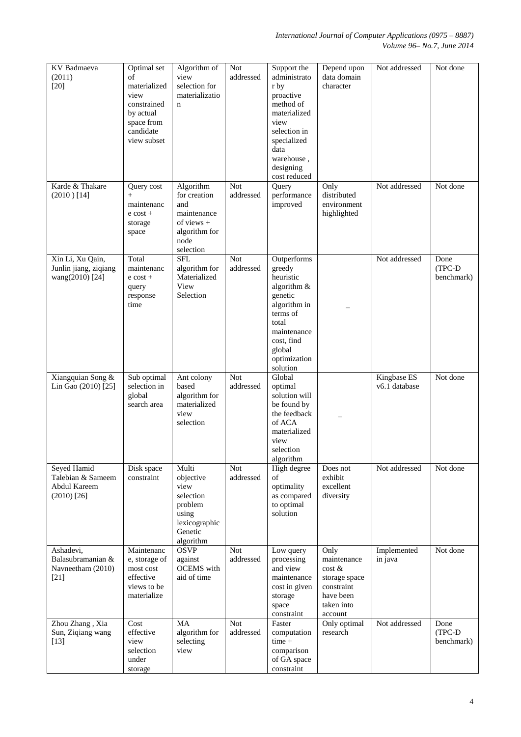| KV Badmaeva (2011) [20] | Optimal set of materialized view constrained by actual space from candidate view subset | Algorithm of view selection for materialization | Not addressed | Support the administrator by proactive method of materialized view selection in specialized data warehouse , designing cost reduced | Depend upon data domain character | Not addressed | Not done |
|---|---|---|---|---|---|---|---|
| Karde & Thakare (2010 ) [14] | Query cost + maintenance cost + storage space | Algorithm for creation and maintenance of views + algorithm for node selection | Not addressed | Query performance improved | Only distributed environment highlighted | Not addressed | Not done |
| Xin Li, Xu Qain, Junlin jiang, ziqiang wang(2010) [24] | Total maintenance cost + query response time | SFL algorithm for Materialized View Selection | Not addressed | Outperforms greedy heuristic algorithm & genetic algorithm in terms of total maintenance cost, find global optimization solution | _ | Not addressed | Done (TPC-D benchmark) |
| Xiangquian Song & Lin Gao (2010) [25] | Sub optimal selection in global search area | Ant colony based algorithm for materialized view selection | Not addressed | Global optimal solution will be found by the feedback of ACA materialized view selection algorithm | _ | Kingbase ES v6.1 database | Not done |
| Seyed Hamid Talebian & Sameem Abdul Kareem (2010) [26] | Disk space constraint | Multi objective view selection problem using lexicographic Genetic algorithm | Not addressed | High degree of optimality as compared to optimal solution | Does not exhibit excellent diversity | Not addressed | Not done |
| Ashadevi, Balasubramanian & Navneetham (2010) [21] | Maintenance, storage of most cost effective views to be materialize | OSVP against OCEMS with aid of time | Not addressed | Low query processing and view maintenance cost in given storage space constraint | Only maintenance cost & storage space constraint have been taken into account | Implemented in java | Not done |
| Zhou Zhang , Xia Sun, Ziqiang wang [13] | Cost effective view selection under storage | MA algorithm for selecting view | Not addressed | Faster computation time + comparison of GA space constraint | Only optimal research | Not addressed | Done (TPC-D benchmark) |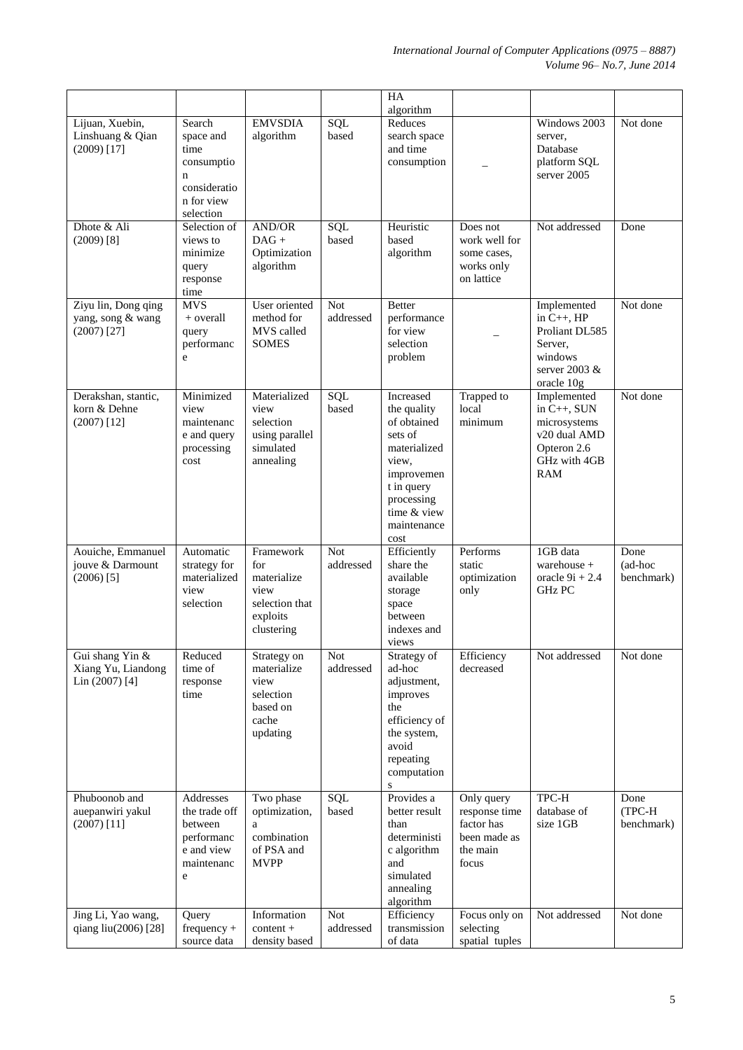| | | | | HA algorithm | | | |
|---|---|---|---|---|---|---|---|
| Lijuan, Xuebin, Linshuang & Qian (2009) [17] | Search space and time consumption consideration for view selection | EMVSDIA algorithm | SQL based | Reduces search space and time consumption | _ | Windows 2003 server, Database platform SQL server 2005 | Not done |
| Dhote & Ali (2009) [8] | Selection of views to minimize query response time | AND/OR DAG + Optimization algorithm | SQL based | Heuristic based algorithm | Does not work well for some cases, works only on lattice | Not addressed | Done |
| Ziyu lin, Dong qing yang, song & wang (2007) [27] | MVS + overall query performance | User oriented method for MVS called SOMES | Not addressed | Better performance for view selection problem | _ | Implemented in C++, HP Proliant DL585 Server, windows server 2003 & oracle 10g | Not done |
| Derakshan, stantic, korn & Dehne (2007) [12] | Minimized view maintenance and query processing cost | Materialized view selection using parallel simulated annealing | SQL based | Increased the quality of obtained sets of materialized view, improvement in query processing time & view maintenance cost | Trapped to local minimum | Implemented in C++, SUN microsystems v20 dual AMD Opteron 2.6 GHz with 4GB RAM | Not done |
| Aouiche, Emmanuel jouve & Darmount (2006) [5] | Automatic strategy for materialized view selection | Framework for materialize view selection that exploits clustering | Not addressed | Efficiently share the available storage space between indexes and views | Performs static optimization only | 1GB data warehouse + oracle 9i + 2.4 GHz PC | Done (ad-hoc benchmark) |
| Gui shang Yin & Xiang Yu, Liandong Lin (2007) [4] | Reduced time of response time | Strategy on materialize view selection based on cache updating | Not addressed | Strategy of ad-hoc adjustment, improves the efficiency of the system, avoid repeating computations | Efficiency decreased | Not addressed | Not done |
| Phuboonob and auepanwiri yakul (2007) [11] | Addresses the trade off between performance and view maintenance | Two phase optimization, a combination of PSA and MVPP | SQL based | Provides a better result than deterministic algorithm and simulated annealing algorithm | Only query response time factor has been made as the main focus | TPC-H database of size 1GB | Done (TPC-H benchmark) |
| Jing Li, Yao wang, qiang liu(2006) [28] | Query frequency + source data | Information content + density based | Not addressed | Efficiency transmission of data | Focus only on selecting spatial tuples | Not addressed | Not done |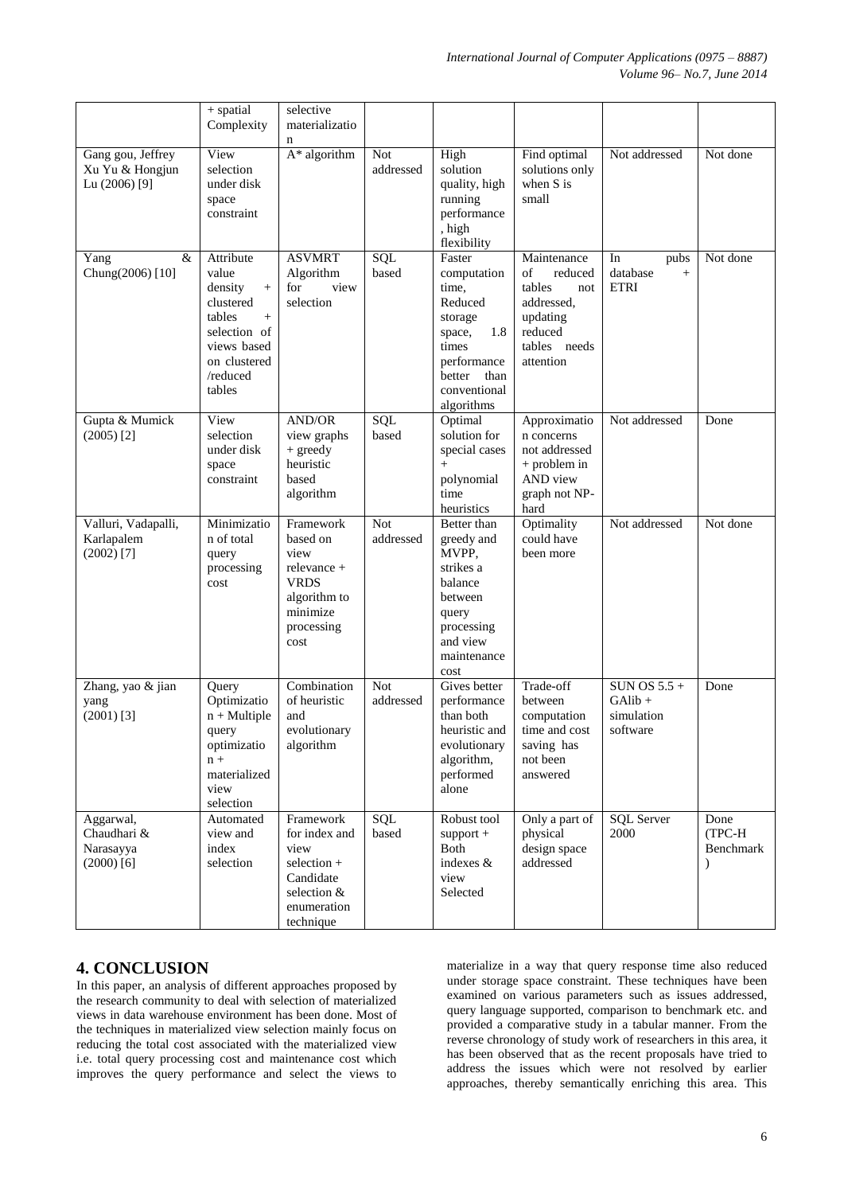|  | + spatial Complexity | selective materialization |  |  |  |  |  |
|---|---|---|---|---|---|---|---|
| Gang gou, Jeffrey Xu Yu & Hongjun Lu (2006) [9] | View selection under disk space constraint | A* algorithm | Not addressed | High solution quality, high running performance , high flexibility | Find optimal solutions only when S is small | Not addressed | Not done |
| Yang & Chung(2006) [10] | Attribute value density + clustered tables + selection of views based on clustered /reduced tables | ASVMRT Algorithm for view selection | SQL based | Faster computation time, Reduced storage space, 1.8 times performance better than conventional algorithms | Maintenance of reduced tables not addressed, updating reduced tables needs attention | In pubs database + ETRI | Not done |
| Gupta & Mumick (2005) [2] | View selection under disk space constraint | AND/OR view graphs + greedy heuristic based algorithm | SQL based | Optimal solution for special cases + polynomial time heuristics | Approximation concerns not addressed + problem in AND view graph not NP-hard | Not addressed | Done |
| Valluri, Vadapalli, Karlapalem (2002) [7] | Minimization of total query processing cost | Framework based on view relevance + VRDS algorithm to minimize processing cost | Not addressed | Better than greedy and MVPP, strikes a balance between query processing and view maintenance cost | Optimality could have been more | Not addressed | Not done |
| Zhang, yao & jian yang (2001) [3] | Query Optimization + Multiple query optimization + materialized view selection | Combination of heuristic and evolutionary algorithm | Not addressed | Gives better performance than both heuristic and evolutionary algorithm, performed alone | Trade-off between computation time and cost saving has not been answered | SUN OS 5.5 + GAlib + simulation software | Done |
| Aggarwal, Chaudhari & Narasayya (2000) [6] | Automated view and index selection | Framework for index and view selection + Candidate selection & enumeration technique | SQL based | Robust tool support + Both indexes & view Selected | Only a part of physical design space addressed | SQL Server 2000 | Done (TPC-H Benchmark ) |

## 4. CONCLUSION

In this paper, an analysis of different approaches proposed by the research community to deal with selection of materialized views in data warehouse environment has been done. Most of the techniques in materialized view selection mainly focus on reducing the total cost associated with the materialized view i.e. total query processing cost and maintenance cost which improves the query performance and select the views to materialize in a way that query response time also reduced under storage space constraint. These techniques have been examined on various parameters such as issues addressed, query language supported, comparison to benchmark etc. and provided a comparative study in a tabular manner. From the reverse chronology of study work of researchers in this area, it has been observed that as the recent proposals have tried to address the issues which were not resolved by earlier approaches, thereby semantically enriching this area. This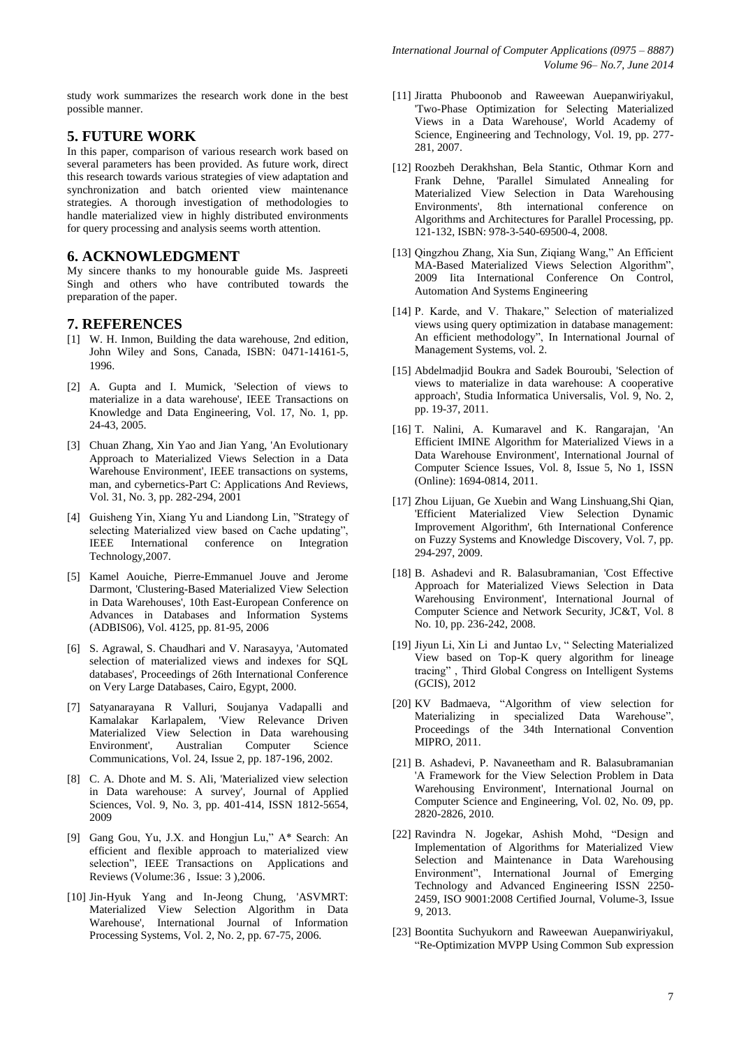study work summarizes the research work done in the best possible manner.

## 5. FUTURE WORK

In this paper, comparison of various research work based on several parameters has been provided. As future work, direct this research towards various strategies of view adaptation and synchronization and batch oriented view maintenance strategies. A thorough investigation of methodologies to handle materialized view in highly distributed environments for query processing and analysis seems worth attention.

## 6. ACKNOWLEDGMENT

My sincere thanks to my honourable guide Ms. Jaspreeti Singh and others who have contributed towards the preparation of the paper.

## 7. REFERENCES

[1] W. H. Inmon, Building the data warehouse, 2nd edition, John Wiley and Sons, Canada, ISBN: 0471-14161-5, 1996.

[2] A. Gupta and I. Mumick, 'Selection of views to materialize in a data warehouse', IEEE Transactions on Knowledge and Data Engineering, Vol. 17, No. 1, pp. 24-43, 2005.

[3] Chuan Zhang, Xin Yao and Jian Yang, 'An Evolutionary Approach to Materialized Views Selection in a Data Warehouse Environment', IEEE transactions on systems, man, and cybernetics-Part C: Applications And Reviews, Vol. 31, No. 3, pp. 282-294, 2001

[4] Guisheng Yin, Xiang Yu and Liandong Lin, "Strategy of selecting Materialized view based on Cache updating", IEEE International conference on Integration Technology,2007.

[5] Kamel Aouiche, Pierre-Emmanuel Jouve and Jerome Darmont, 'Clustering-Based Materialized View Selection in Data Warehouses', 10th East-European Conference on Advances in Databases and Information Systems (ADBIS06), Vol. 4125, pp. 81-95, 2006

[6] S. Agrawal, S. Chaudhari and V. Narasayya, 'Automated selection of materialized views and indexes for SQL databases', Proceedings of 26th International Conference on Very Large Databases, Cairo, Egypt, 2000.

[7] Satyanarayana R Valluri, Soujanya Vadapalli and Kamalakar Karlapalem, 'View Relevance Driven Materialized View Selection in Data warehousing Environment', Australian Computer Science Communications, Vol. 24, Issue 2, pp. 187-196, 2002.

[8] C. A. Dhote and M. S. Ali, 'Materialized view selection in Data warehouse: A survey', Journal of Applied Sciences, Vol. 9, No. 3, pp. 401-414, ISSN 1812-5654, 2009

[9] Gang Gou, Yu, J.X. and Hongjun Lu," A* Search: An efficient and flexible approach to materialized view selection", IEEE Transactions on Applications and Reviews (Volume:36 , Issue: 3 ),2006.

[10] Jin-Hyuk Yang and In-Jeong Chung, 'ASVMRT: Materialized View Selection Algorithm in Data Warehouse', International Journal of Information Processing Systems, Vol. 2, No. 2, pp. 67-75, 2006.

[11] Jiratta Phuboonob and Raweewan Auepanwiriyakul, 'Two-Phase Optimization for Selecting Materialized Views in a Data Warehouse', World Academy of Science, Engineering and Technology, Vol. 19, pp. 277-281, 2007.

[12] Roozbeh Derakhshan, Bela Stantic, Othmar Korn and Frank Dehne, 'Parallel Simulated Annealing for Materialized View Selection in Data Warehousing Environments', 8th international conference on Algorithms and Architectures for Parallel Processing, pp. 121-132, ISBN: 978-3-540-69500-4, 2008.

[13] Qingzhou Zhang, Xia Sun, Ziqiang Wang," An Efficient MA-Based Materialized Views Selection Algorithm", 2009 Iita International Conference On Control, Automation And Systems Engineering

[14] P. Karde, and V. Thakare," Selection of materialized views using query optimization in database management: An efficient methodology", In International Journal of Management Systems, vol. 2.

[15] Abdelmadjid Boukra and Sadek Bouroubi, 'Selection of views to materialize in data warehouse: A cooperative approach', Studia Informatica Universalis, Vol. 9, No. 2, pp. 19-37, 2011.

[16] T. Nalini, A. Kumaravel and K. Rangarajan, 'An Efficient IMINE Algorithm for Materialized Views in a Data Warehouse Environment', International Journal of Computer Science Issues, Vol. 8, Issue 5, No 1, ISSN (Online): 1694-0814, 2011.

[17] Zhou Lijuan, Ge Xuebin and Wang Linshuang,Shi Qian, 'Efficient Materialized View Selection Dynamic Improvement Algorithm', 6th International Conference on Fuzzy Systems and Knowledge Discovery, Vol. 7, pp. 294-297, 2009.

[18] B. Ashadevi and R. Balasubramanian, 'Cost Effective Approach for Materialized Views Selection in Data Warehousing Environment', International Journal of Computer Science and Network Security, JC&T, Vol. 8 No. 10, pp. 236-242, 2008.

[19] Jiyun Li, Xin Li and Juntao Lv, " Selecting Materialized View based on Top-K query algorithm for lineage tracing" , Third Global Congress on Intelligent Systems (GCIS), 2012

[20] KV Badmaeva, "Algorithm of view selection for Materializing in specialized Data Warehouse", Proceedings of the 34th International Convention MIPRO, 2011.

[21] B. Ashadevi, P. Navaneetham and R. Balasubramanian 'A Framework for the View Selection Problem in Data Warehousing Environment', International Journal on Computer Science and Engineering, Vol. 02, No. 09, pp. 2820-2826, 2010.

[22] Ravindra N. Jogekar, Ashish Mohd, "Design and Implementation of Algorithms for Materialized View Selection and Maintenance in Data Warehousing Environment", International Journal of Emerging Technology and Advanced Engineering ISSN 2250-2459, ISO 9001:2008 Certified Journal, Volume-3, Issue 9, 2013.

[23] Boontita Suchyukorn and Raweewan Auepanwiriyakul, "Re-Optimization MVPP Using Common Sub expression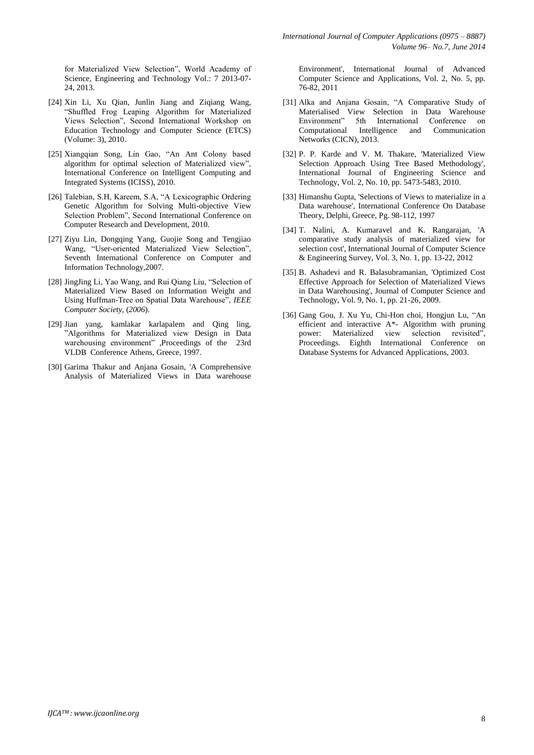for Materialized View Selection", World Academy of Science, Engineering and Technology Vol.: 7 2013-07-24, 2013.

[24] Xin Li, Xu Qian, Junlin Jiang and Ziqiang Wang, "Shuffled Frog Leaping Algorithm for Materialized Views Selection", Second International Workshop on Education Technology and Computer Science (ETCS) (Volume: 3), 2010.

[25] Xiangqian Song, Lin Gao, "An Ant Colony based algorithm for optimal selection of Materialized view", International Conference on Intelligent Computing and Integrated Systems (ICISS), 2010.

[26] Talebian, S.H, Kareem, S.A, "A Lexicographic Ordering Genetic Algorithm for Solving Multi-objective View Selection Problem", Second International Conference on Computer Research and Development, 2010.

[27] Ziyu Lin, Dongqing Yang, Guojie Song and Tengjiao Wang, "User-oriented Materialized View Selection", Seventh International Conference on Computer and Information Technology,2007.

[28] JingJing Li, Yao Wang, and Rui Qiang Liu, "Selection of Materialized View Based on Information Weight and Using Huffman-Tree on Spatial Data Warehouse", *IEEE Computer Society,* (*2006*).

[29] Jian yang, kamlakar karlapalem and Qing ling, "Algorithms for Materialized view Design in Data warehousing environment" ,Proceedings of the 23rd VLDB Conference Athens, Greece, 1997.

[30] Garima Thakur and Anjana Gosain, 'A Comprehensive Analysis of Materialized Views in Data warehouse Environment', International Journal of Advanced Computer Science and Applications, Vol. 2, No. 5, pp. 76-82, 2011

[31] Alka and Anjana Gosain, "A Comparative Study of Materialised View Selection in Data Warehouse Environment" 5th International Conference on Computational Intelligence and Communication Networks (CICN), 2013.

[32] P. P. Karde and V. M. Thakare, 'Materialized View Selection Approach Using Tree Based Methodology', International Journal of Engineering Science and Technology, Vol. 2, No. 10, pp. 5473-5483, 2010.

[33] Himanshu Gupta, 'Selections of Views to materialize in a Data warehouse', International Conference On Database Theory, Delphi, Greece, Pg. 98-112, 1997

[34] T. Nalini, A. Kumaravel and K. Rangarajan, 'A comparative study analysis of materialized view for selection cost', International Journal of Computer Science & Engineering Survey, Vol. 3, No. 1, pp. 13-22, 2012

[35] B. Ashadevi and R. Balasubramanian, 'Optimized Cost Effective Approach for Selection of Materialized Views in Data Warehousing', Journal of Computer Science and Technology, Vol. 9, No. 1, pp. 21-26, 2009.

[36] Gang Gou, J. Xu Yu, Chi-Hon choi, Hongjun Lu, "An efficient and interactive A*- Algorithm with pruning power: Materialized view selection revisited", Proceedings. Eighth International Conference on Database Systems for Advanced Applications, 2003.